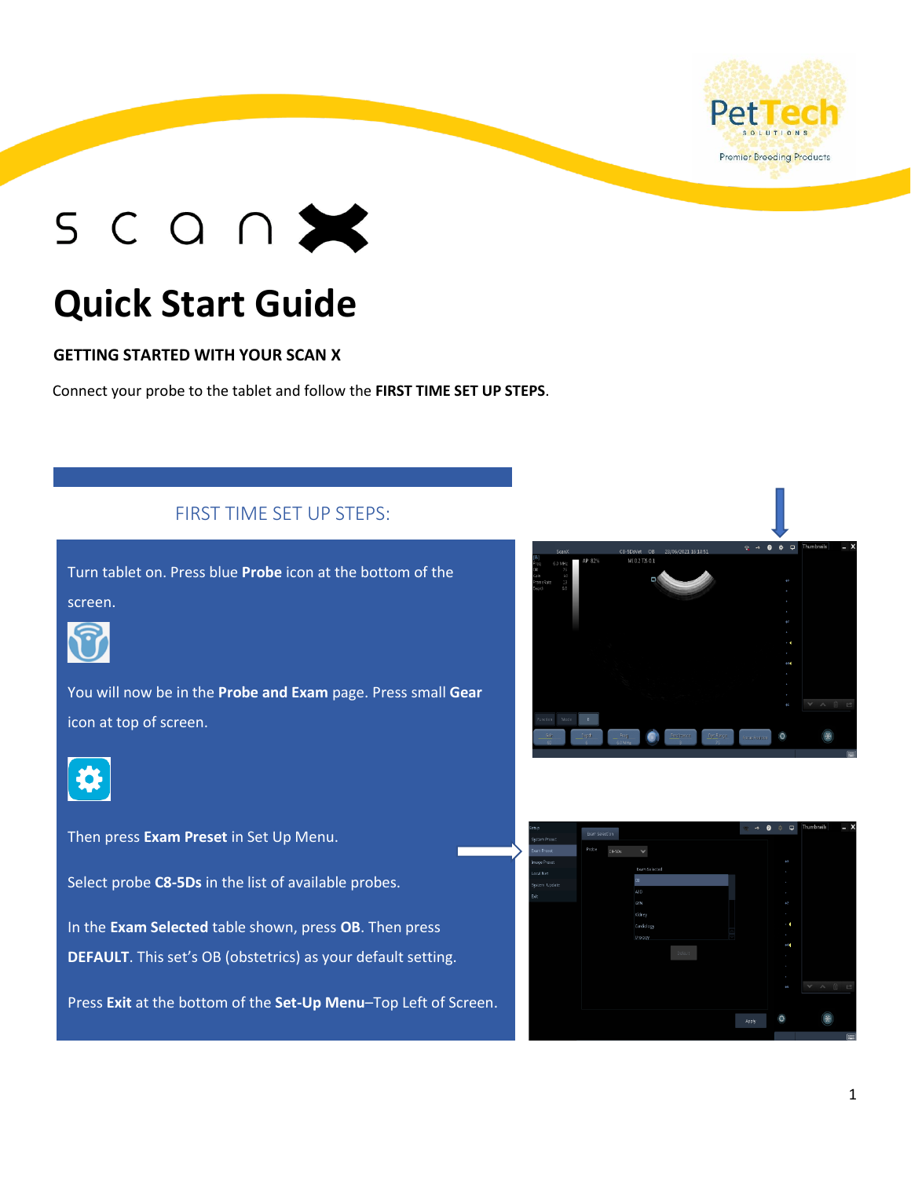# scan X

# Quick Start Guide

**GETTING STARTED WITH YOUR SCAN X**

Connect your probe to the tablet and follow the **FIRST TIME SET UP STEPS**.

## FIRST TIME SET UP STEPS:

Turn tablet on. Press blue **Probe** icon at the bottom of the screen.

You will now be in the **Probe and Exam** page. Press small **Gear** icon at top of screen.

Then press **Exam Preset** in Set Up Menu.

Select probe **C8-5Ds** in the list of available probes.

In the **Exam Selected** table shown, press **OB**. Then press **DEFAULT**. This set's OB (obstetrics) as your default setting.

Press **Exit** at the bottom of the **Set-Up Menu**–Top Left of Screen.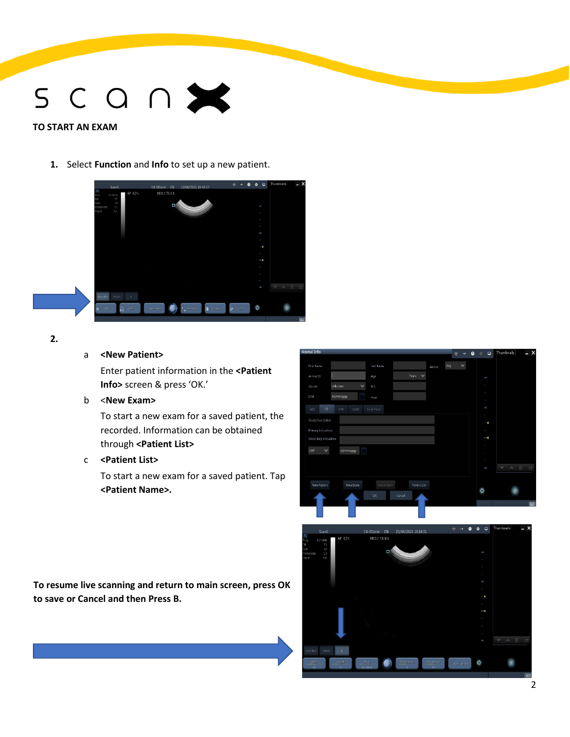**TO START AN EXAM**

1. Select **Function** and **Info** to set up a new patient.

2.

   a **<New Patient>**

   Enter patient information in the **<Patient Info>** screen & press 'OK.'

   b **<New Exam>**

   To start a new exam for a saved patient, the recorded. Information can be obtained through **<Patient List>**

   c **<Patient List>**

   To start a new exam for a saved patient. Tap **<Patient Name>.**

**To resume live scanning and return to main screen, press OK to save or Cancel and then Press B.**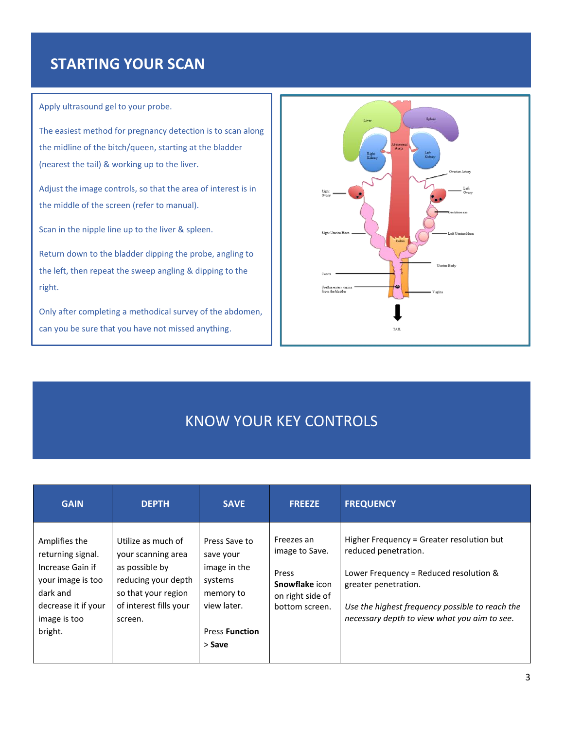# STARTING YOUR SCAN

Apply ultrasound gel to your probe.

The easiest method for pregnancy detection is to scan along the midline of the bitch/queen, starting at the bladder (nearest the tail) & working up to the liver.

Adjust the image controls, so that the area of interest is in the middle of the screen (refer to manual).

Scan in the nipple line up to the liver & spleen.

Return down to the bladder dipping the probe, angling to the left, then repeat the sweep angling & dipping to the right.

Only after completing a methodical survey of the abdomen, can you be sure that you have not missed anything.

Liver, Spleen, Abdominal Aorta, Right Kidney, Left Kidney, Ovarian Artery, Right Ovary, Left Ovary, Gestation sac, Right Uterine Horn, Left Uterine Horn, Colon, Uterine Body, Cervix, Urethra enters vagina From the bladder, Vagina, TAIL

# KNOW YOUR KEY CONTROLS

| GAIN | DEPTH | SAVE | FREEZE | FREQUENCY |
|---|---|---|---|---|
| Amplifies the returning signal. Increase Gain if your image is too dark and decrease it if your image is too bright. | Utilize as much of your scanning area as possible by reducing your depth so that your region of interest fills your screen. | Press Save to save your image in the systems memory to view later.<br><br>Press **Function** > **Save** | Freezes an image to Save.<br><br>Press **Snowflake** icon on right side of bottom screen. | Higher Frequency = Greater resolution but reduced penetration.<br><br>Lower Frequency = Reduced resolution & greater penetration.<br><br>*Use the highest frequency possible to reach the necessary depth to view what you aim to see.* |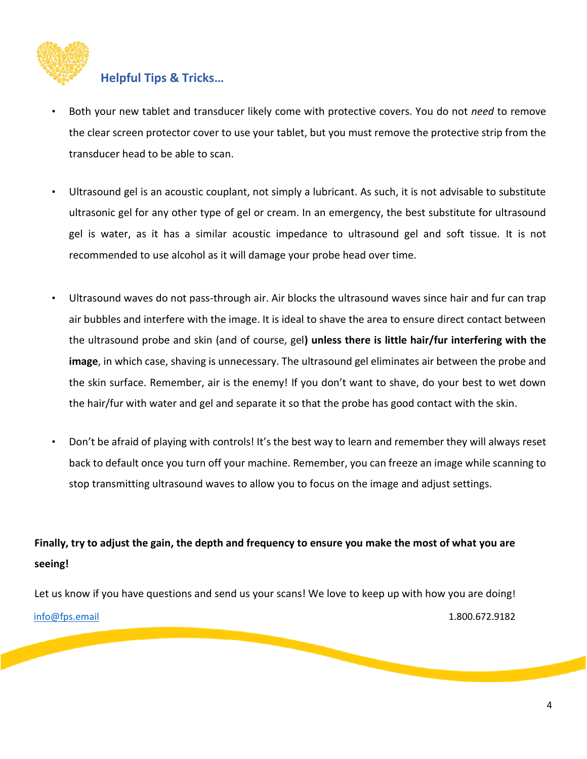## Helpful Tips & Tricks…

- Both your new tablet and transducer likely come with protective covers. You do not *need* to remove the clear screen protector cover to use your tablet, but you must remove the protective strip from the transducer head to be able to scan.

- Ultrasound gel is an acoustic couplant, not simply a lubricant. As such, it is not advisable to substitute ultrasonic gel for any other type of gel or cream. In an emergency, the best substitute for ultrasound gel is water, as it has a similar acoustic impedance to ultrasound gel and soft tissue. It is not recommended to use alcohol as it will damage your probe head over time.

- Ultrasound waves do not pass-through air. Air blocks the ultrasound waves since hair and fur can trap air bubbles and interfere with the image. It is ideal to shave the area to ensure direct contact between the ultrasound probe and skin (and of course, gel**) unless there is little hair/fur interfering with the image**, in which case, shaving is unnecessary. The ultrasound gel eliminates air between the probe and the skin surface. Remember, air is the enemy! If you don't want to shave, do your best to wet down the hair/fur with water and gel and separate it so that the probe has good contact with the skin.

- Don't be afraid of playing with controls! It's the best way to learn and remember they will always reset back to default once you turn off your machine. Remember, you can freeze an image while scanning to stop transmitting ultrasound waves to allow you to focus on the image and adjust settings.

**Finally, try to adjust the gain, the depth and frequency to ensure you make the most of what you are seeing!**

Let us know if you have questions and send us your scans! We love to keep up with how you are doing!

info@fps.email 1.800.672.9182